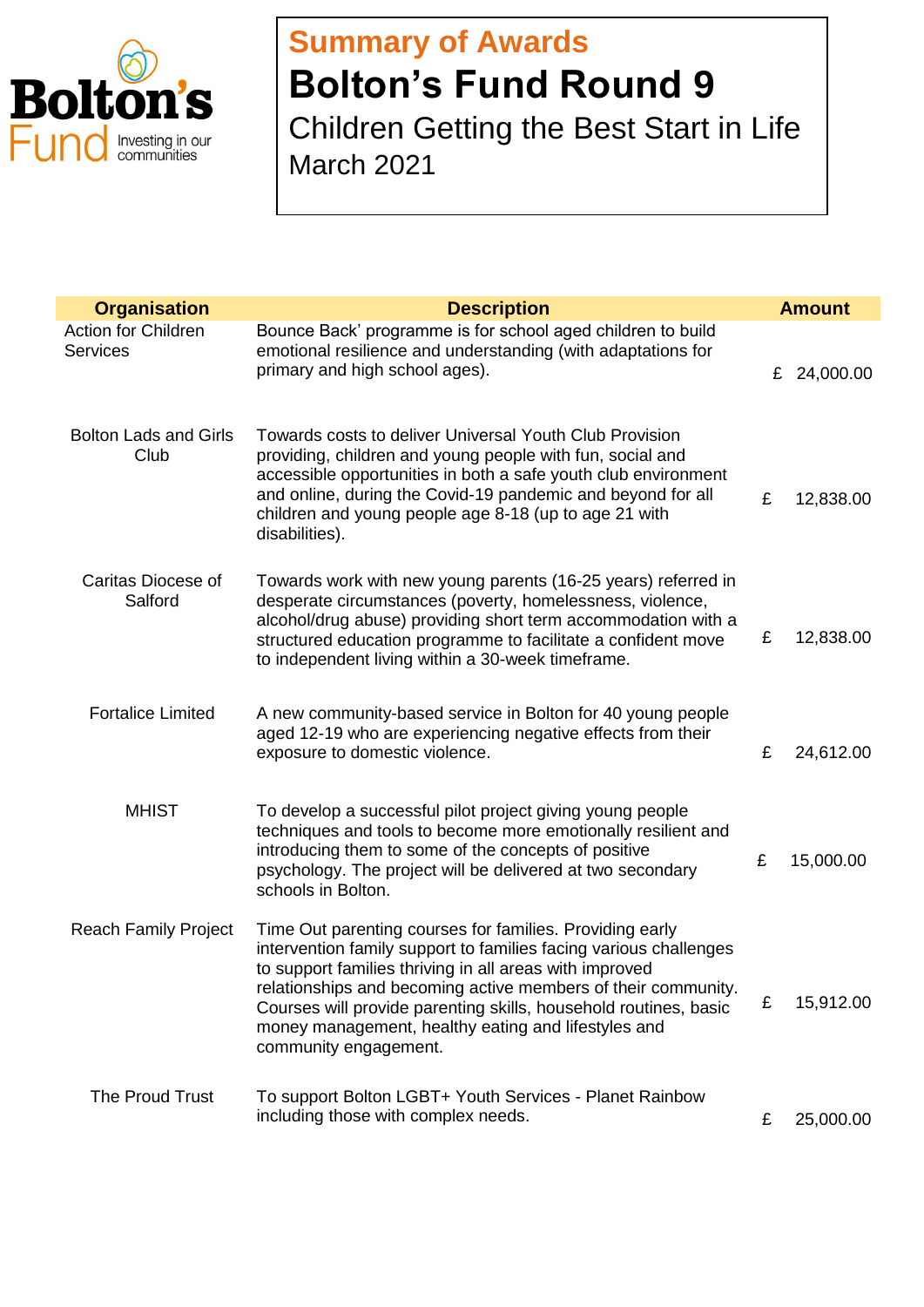Bolton's Fund
Investing in our communities

## Summary of Awards

# Bolton's Fund Round 9

Children Getting the Best Start in Life

March 2021

| Organisation | Description | Amount |
|---|---|---|
| Action for Children Services | Bounce Back' programme is for school aged children to build emotional resilience and understanding (with adaptations for primary and high school ages). | £ 24,000.00 |
| Bolton Lads and Girls Club | Towards costs to deliver Universal Youth Club Provision providing, children and young people with fun, social and accessible opportunities in both a safe youth club environment and online, during the Covid-19 pandemic and beyond for all children and young people age 8-18 (up to age 21 with disabilities). | £ 12,838.00 |
| Caritas Diocese of Salford | Towards work with new young parents (16-25 years) referred in desperate circumstances (poverty, homelessness, violence, alcohol/drug abuse) providing short term accommodation with a structured education programme to facilitate a confident move to independent living within a 30-week timeframe. | £ 12,838.00 |
| Fortalice Limited | A new community-based service in Bolton for 40 young people aged 12-19 who are experiencing negative effects from their exposure to domestic violence. | £ 24,612.00 |
| MHIST | To develop a successful pilot project giving young people techniques and tools to become more emotionally resilient and introducing them to some of the concepts of positive psychology. The project will be delivered at two secondary schools in Bolton. | £ 15,000.00 |
| Reach Family Project | Time Out parenting courses for families. Providing early intervention family support to families facing various challenges to support families thriving in all areas with improved relationships and becoming active members of their community. Courses will provide parenting skills, household routines, basic money management, healthy eating and lifestyles and community engagement. | £ 15,912.00 |
| The Proud Trust | To support Bolton LGBT+ Youth Services - Planet Rainbow including those with complex needs. | £ 25,000.00 |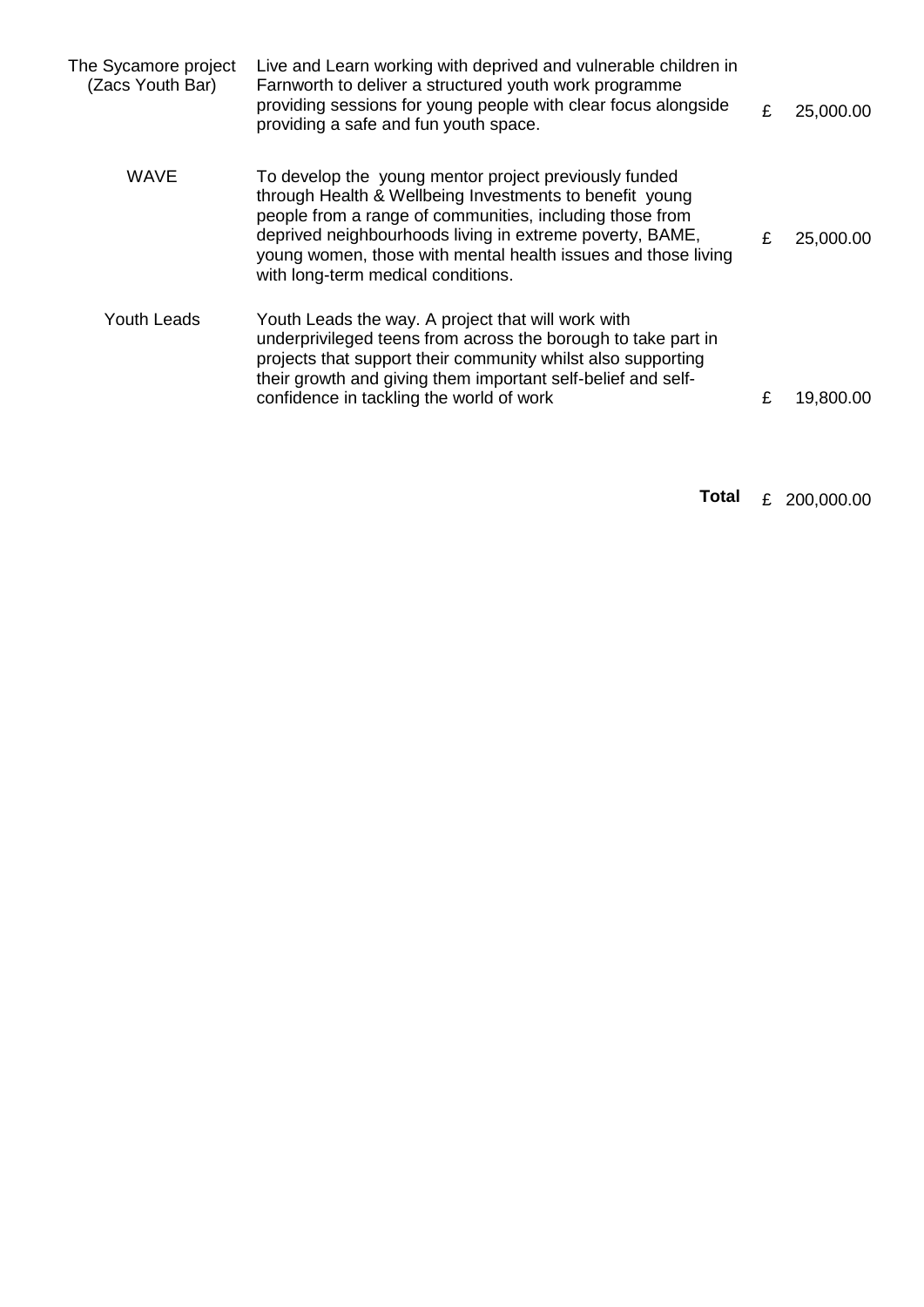| | | | |
|---|---|---|---|
| The Sycamore project (Zacs Youth Bar) | Live and Learn working with deprived and vulnerable children in Farnworth to deliver a structured youth work programme providing sessions for young people with clear focus alongside providing a safe and fun youth space. | £ | 25,000.00 |
| WAVE | To develop the young mentor project previously funded through Health & Wellbeing Investments to benefit young people from a range of communities, including those from deprived neighbourhoods living in extreme poverty, BAME, young women, those with mental health issues and those living with long-term medical conditions. | £ | 25,000.00 |
| Youth Leads | Youth Leads the way. A project that will work with underprivileged teens from across the borough to take part in projects that support their community whilst also supporting their growth and giving them important self-belief and self-confidence in tackling the world of work | £ | 19,800.00 |
| | **Total** | £ | 200,000.00 |